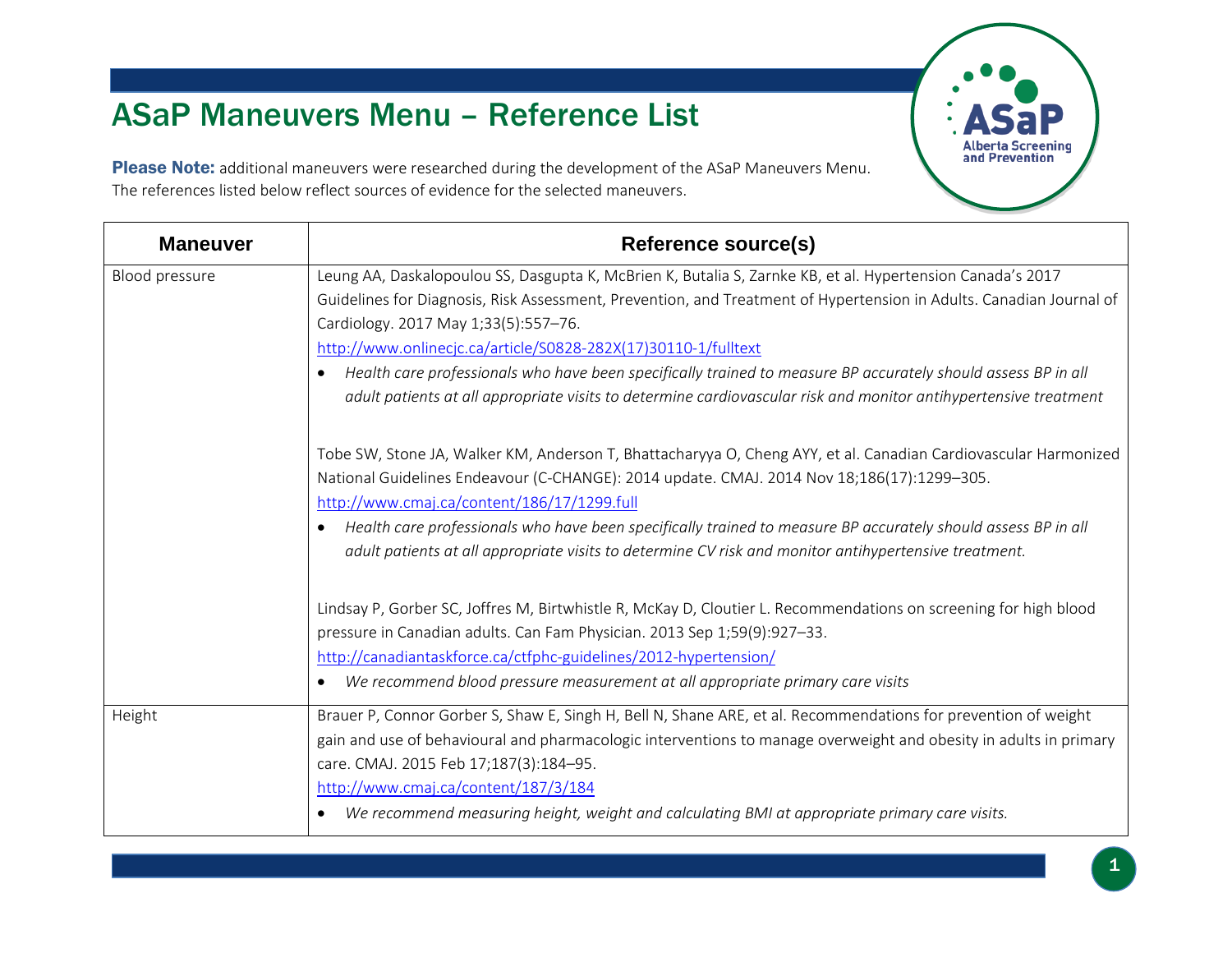# ASaP Maneuvers Menu – Reference List

**Please Note:** additional maneuvers were researched during the development of the ASaP Maneuvers Menu. The references listed below reflect sources of evidence for the selected maneuvers.

| Maneuver | Reference source(s) |
|---|---|
| Blood pressure | Leung AA, Daskalopoulou SS, Dasgupta K, McBrien K, Butalia S, Zarnke KB, et al. Hypertension Canada's 2017 Guidelines for Diagnosis, Risk Assessment, Prevention, and Treatment of Hypertension in Adults. Canadian Journal of Cardiology. 2017 May 1;33(5):557–76.<br>[http://www.onlinecjc.ca/article/S0828-282X(17)30110-1/fulltext](http://www.onlinecjc.ca/article/S0828-282X(17)30110-1/fulltext)<br>• *Health care professionals who have been specifically trained to measure BP accurately should assess BP in all adult patients at all appropriate visits to determine cardiovascular risk and monitor antihypertensive treatment*<br><br>Tobe SW, Stone JA, Walker KM, Anderson T, Bhattacharyya O, Cheng AYY, et al. Canadian Cardiovascular Harmonized National Guidelines Endeavour (C-CHANGE): 2014 update. CMAJ. 2014 Nov 18;186(17):1299–305.<br>[http://www.cmaj.ca/content/186/17/1299.full](http://www.cmaj.ca/content/186/17/1299.full)<br>• *Health care professionals who have been specifically trained to measure BP accurately should assess BP in all adult patients at all appropriate visits to determine CV risk and monitor antihypertensive treatment.*<br><br>Lindsay P, Gorber SC, Joffres M, Birtwhistle R, McKay D, Cloutier L. Recommendations on screening for high blood pressure in Canadian adults. Can Fam Physician. 2013 Sep 1;59(9):927–33.<br>[http://canadiantaskforce.ca/ctfphc-guidelines/2012-hypertension/](http://canadiantaskforce.ca/ctfphc-guidelines/2012-hypertension/)<br>• *We recommend blood pressure measurement at all appropriate primary care visits* |
| Height | Brauer P, Connor Gorber S, Shaw E, Singh H, Bell N, Shane ARE, et al. Recommendations for prevention of weight gain and use of behavioural and pharmacologic interventions to manage overweight and obesity in adults in primary care. CMAJ. 2015 Feb 17;187(3):184–95.<br>[http://www.cmaj.ca/content/187/3/184](http://www.cmaj.ca/content/187/3/184)<br>• *We recommend measuring height, weight and calculating BMI at appropriate primary care visits.* |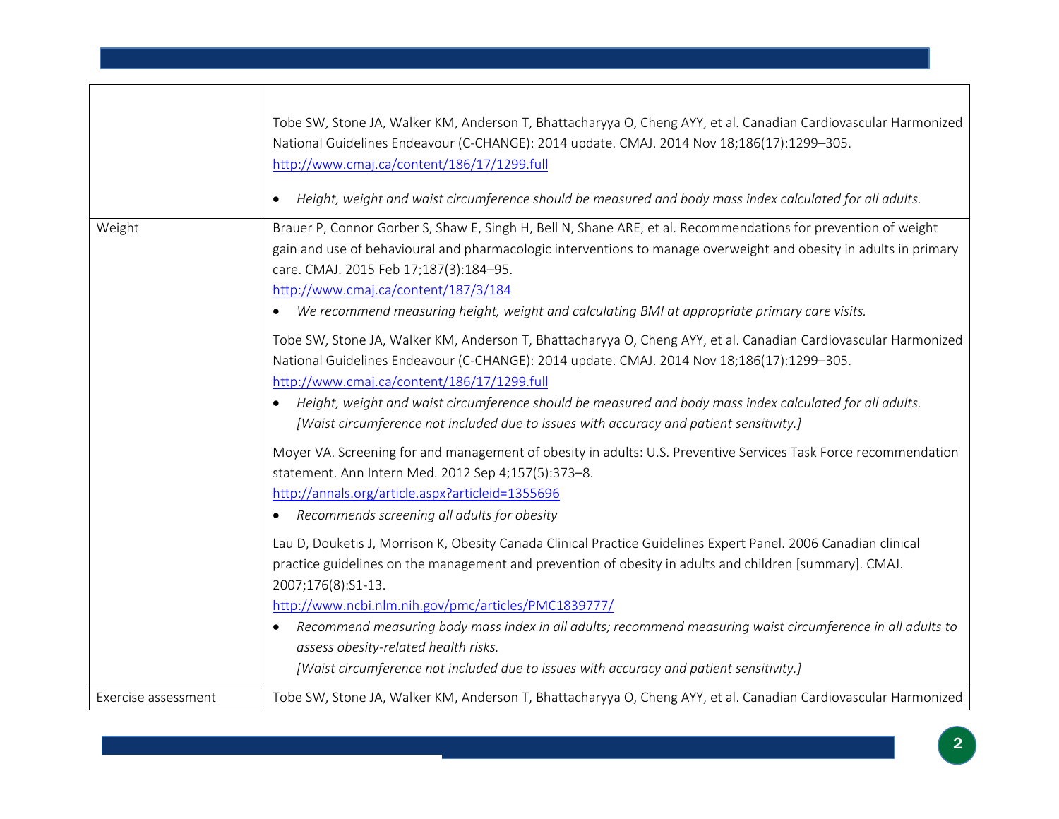| | |
|---|---|
| | Tobe SW, Stone JA, Walker KM, Anderson T, Bhattacharyya O, Cheng AYY, et al. Canadian Cardiovascular Harmonized National Guidelines Endeavour (C-CHANGE): 2014 update. CMAJ. 2014 Nov 18;186(17):1299–305. [http://www.cmaj.ca/content/186/17/1299.full](http://www.cmaj.ca/content/186/17/1299.full)<br><br>• *Height, weight and waist circumference should be measured and body mass index calculated for all adults.* |
| Weight | Brauer P, Connor Gorber S, Shaw E, Singh H, Bell N, Shane ARE, et al. Recommendations for prevention of weight gain and use of behavioural and pharmacologic interventions to manage overweight and obesity in adults in primary care. CMAJ. 2015 Feb 17;187(3):184–95. [http://www.cmaj.ca/content/187/3/184](http://www.cmaj.ca/content/187/3/184)<br>• *We recommend measuring height, weight and calculating BMI at appropriate primary care visits.*<br><br>Tobe SW, Stone JA, Walker KM, Anderson T, Bhattacharyya O, Cheng AYY, et al. Canadian Cardiovascular Harmonized National Guidelines Endeavour (C-CHANGE): 2014 update. CMAJ. 2014 Nov 18;186(17):1299–305. [http://www.cmaj.ca/content/186/17/1299.full](http://www.cmaj.ca/content/186/17/1299.full)<br>• *Height, weight and waist circumference should be measured and body mass index calculated for all adults. [Waist circumference not included due to issues with accuracy and patient sensitivity.]*<br><br>Moyer VA. Screening for and management of obesity in adults: U.S. Preventive Services Task Force recommendation statement. Ann Intern Med. 2012 Sep 4;157(5):373–8. [http://annals.org/article.aspx?articleid=1355696](http://annals.org/article.aspx?articleid=1355696)<br>• *Recommends screening all adults for obesity*<br><br>Lau D, Douketis J, Morrison K, Obesity Canada Clinical Practice Guidelines Expert Panel. 2006 Canadian clinical practice guidelines on the management and prevention of obesity in adults and children [summary]. CMAJ. 2007;176(8):S1-13. [http://www.ncbi.nlm.nih.gov/pmc/articles/PMC1839777/](http://www.ncbi.nlm.nih.gov/pmc/articles/PMC1839777/)<br>• *Recommend measuring body mass index in all adults; recommend measuring waist circumference in all adults to assess obesity-related health risks. [Waist circumference not included due to issues with accuracy and patient sensitivity.]* |
| Exercise assessment | Tobe SW, Stone JA, Walker KM, Anderson T, Bhattacharyya O, Cheng AYY, et al. Canadian Cardiovascular Harmonized |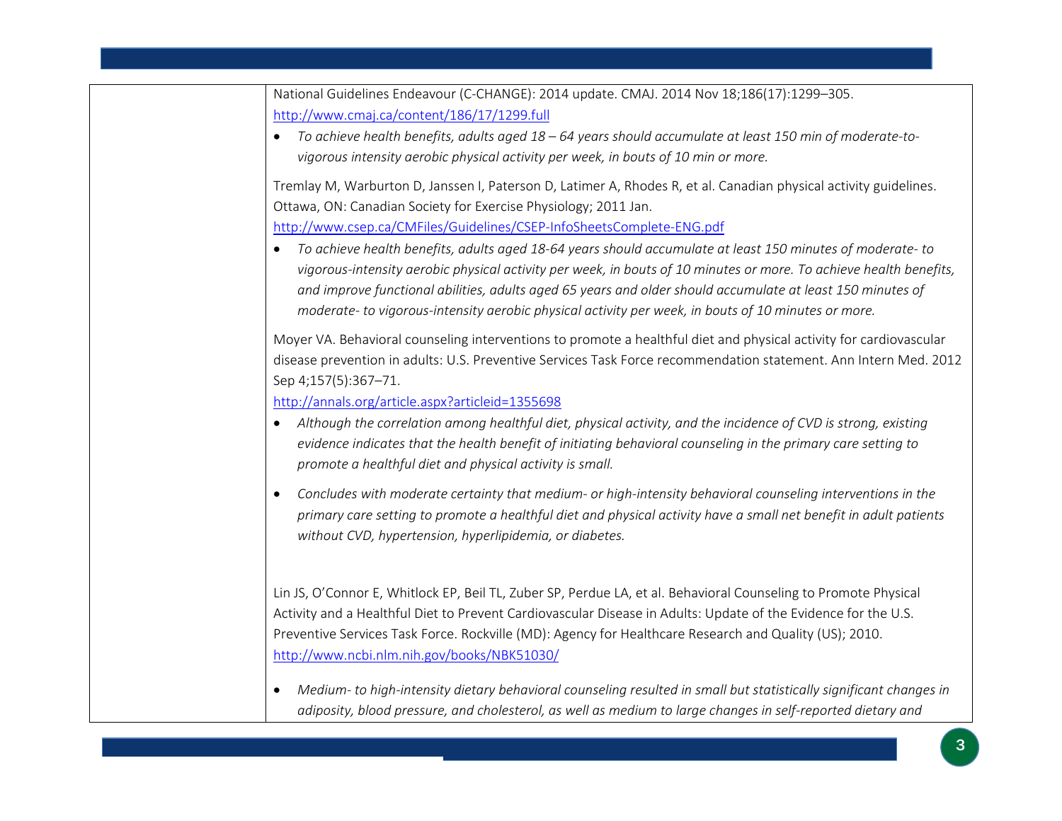National Guidelines Endeavour (C-CHANGE): 2014 update. CMAJ. 2014 Nov 18;186(17):1299–305.
http://www.cmaj.ca/content/186/17/1299.full

- *To achieve health benefits, adults aged 18 – 64 years should accumulate at least 150 min of moderate-to-vigorous intensity aerobic physical activity per week, in bouts of 10 min or more.*

Tremlay M, Warburton D, Janssen I, Paterson D, Latimer A, Rhodes R, et al. Canadian physical activity guidelines. Ottawa, ON: Canadian Society for Exercise Physiology; 2011 Jan.
http://www.csep.ca/CMFiles/Guidelines/CSEP-InfoSheetsComplete-ENG.pdf

- *To achieve health benefits, adults aged 18-64 years should accumulate at least 150 minutes of moderate- to vigorous-intensity aerobic physical activity per week, in bouts of 10 minutes or more. To achieve health benefits, and improve functional abilities, adults aged 65 years and older should accumulate at least 150 minutes of moderate- to vigorous-intensity aerobic physical activity per week, in bouts of 10 minutes or more.*

Moyer VA. Behavioral counseling interventions to promote a healthful diet and physical activity for cardiovascular disease prevention in adults: U.S. Preventive Services Task Force recommendation statement. Ann Intern Med. 2012 Sep 4;157(5):367–71.
http://annals.org/article.aspx?articleid=1355698

- *Although the correlation among healthful diet, physical activity, and the incidence of CVD is strong, existing evidence indicates that the health benefit of initiating behavioral counseling in the primary care setting to promote a healthful diet and physical activity is small.*
- *Concludes with moderate certainty that medium- or high-intensity behavioral counseling interventions in the primary care setting to promote a healthful diet and physical activity have a small net benefit in adult patients without CVD, hypertension, hyperlipidemia, or diabetes.*

Lin JS, O'Connor E, Whitlock EP, Beil TL, Zuber SP, Perdue LA, et al. Behavioral Counseling to Promote Physical Activity and a Healthful Diet to Prevent Cardiovascular Disease in Adults: Update of the Evidence for the U.S. Preventive Services Task Force. Rockville (MD): Agency for Healthcare Research and Quality (US); 2010.
http://www.ncbi.nlm.nih.gov/books/NBK51030/

- *Medium- to high-intensity dietary behavioral counseling resulted in small but statistically significant changes in adiposity, blood pressure, and cholesterol, as well as medium to large changes in self-reported dietary and*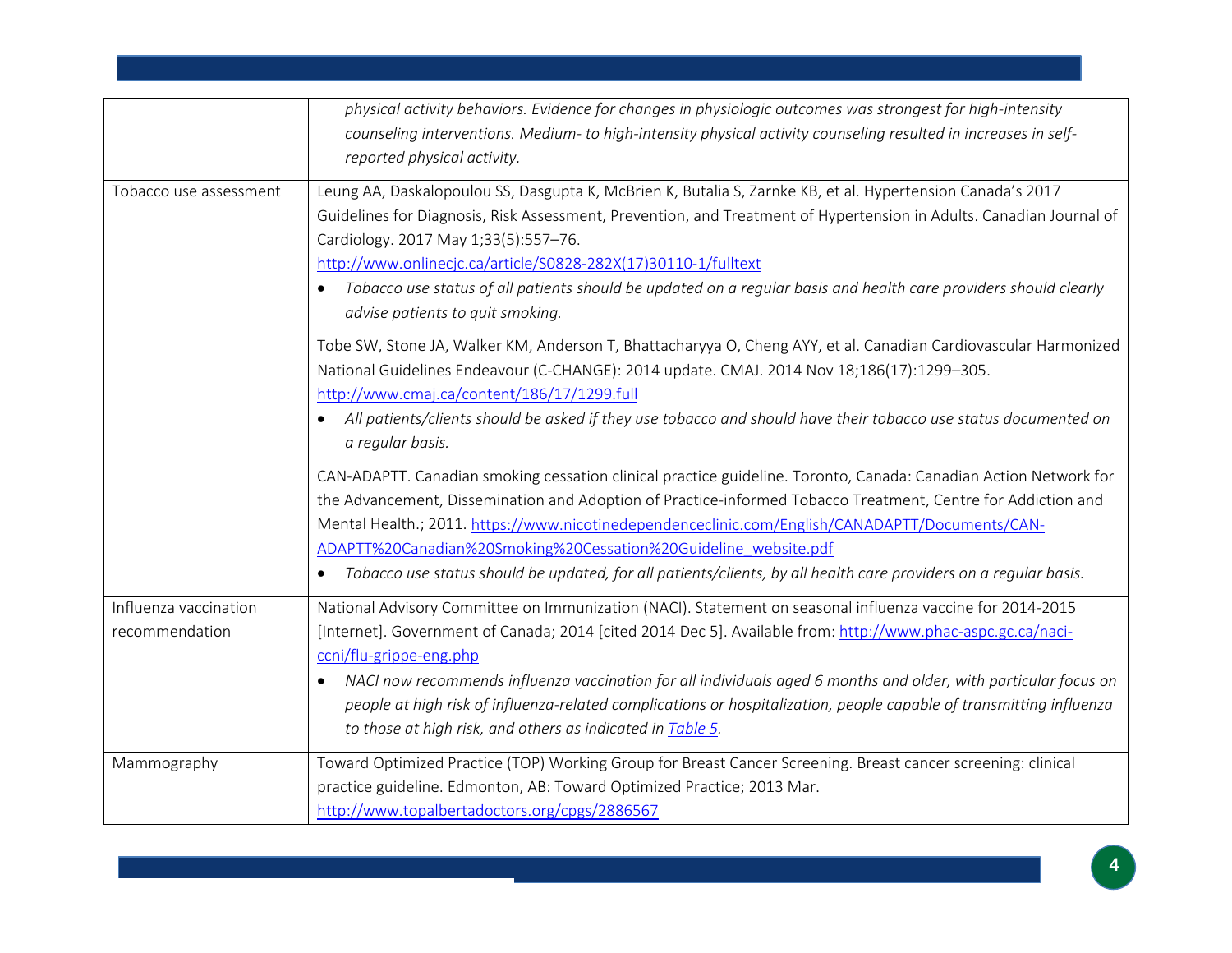|  |  |
|---|---|
|  | *physical activity behaviors. Evidence for changes in physiologic outcomes was strongest for high-intensity counseling interventions. Medium- to high-intensity physical activity counseling resulted in increases in self-reported physical activity.* |
| Tobacco use assessment | Leung AA, Daskalopoulou SS, Dasgupta K, McBrien K, Butalia S, Zarnke KB, et al. Hypertension Canada's 2017 Guidelines for Diagnosis, Risk Assessment, Prevention, and Treatment of Hypertension in Adults. Canadian Journal of Cardiology. 2017 May 1;33(5):557–76. [http://www.onlinecjc.ca/article/S0828-282X(17)30110-1/fulltext](http://www.onlinecjc.ca/article/S0828-282X(17)30110-1/fulltext)<br>• *Tobacco use status of all patients should be updated on a regular basis and health care providers should clearly advise patients to quit smoking.*<br><br>Tobe SW, Stone JA, Walker KM, Anderson T, Bhattacharyya O, Cheng AYY, et al. Canadian Cardiovascular Harmonized National Guidelines Endeavour (C-CHANGE): 2014 update. CMAJ. 2014 Nov 18;186(17):1299–305. [http://www.cmaj.ca/content/186/17/1299.full](http://www.cmaj.ca/content/186/17/1299.full)<br>• *All patients/clients should be asked if they use tobacco and should have their tobacco use status documented on a regular basis.*<br><br>CAN-ADAPTT. Canadian smoking cessation clinical practice guideline. Toronto, Canada: Canadian Action Network for the Advancement, Dissemination and Adoption of Practice-informed Tobacco Treatment, Centre for Addiction and Mental Health.; 2011. [https://www.nicotinedependenceclinic.com/English/CANADAPTT/Documents/CAN-ADAPTT%20Canadian%20Smoking%20Cessation%20Guideline_website.pdf](https://www.nicotinedependenceclinic.com/English/CANADAPTT/Documents/CAN-ADAPTT%20Canadian%20Smoking%20Cessation%20Guideline_website.pdf)<br>• *Tobacco use status should be updated, for all patients/clients, by all health care providers on a regular basis.* |
| Influenza vaccination recommendation | National Advisory Committee on Immunization (NACI). Statement on seasonal influenza vaccine for 2014-2015 [Internet]. Government of Canada; 2014 [cited 2014 Dec 5]. Available from: [http://www.phac-aspc.gc.ca/naci-ccni/flu-grippe-eng.php](http://www.phac-aspc.gc.ca/naci-ccni/flu-grippe-eng.php)<br>• *NACI now recommends influenza vaccination for all individuals aged 6 months and older, with particular focus on people at high risk of influenza-related complications or hospitalization, people capable of transmitting influenza to those at high risk, and others as indicated in Table 5.* |
| Mammography | Toward Optimized Practice (TOP) Working Group for Breast Cancer Screening. Breast cancer screening: clinical practice guideline. Edmonton, AB: Toward Optimized Practice; 2013 Mar. [http://www.topalbertadoctors.org/cpgs/2886567](http://www.topalbertadoctors.org/cpgs/2886567) |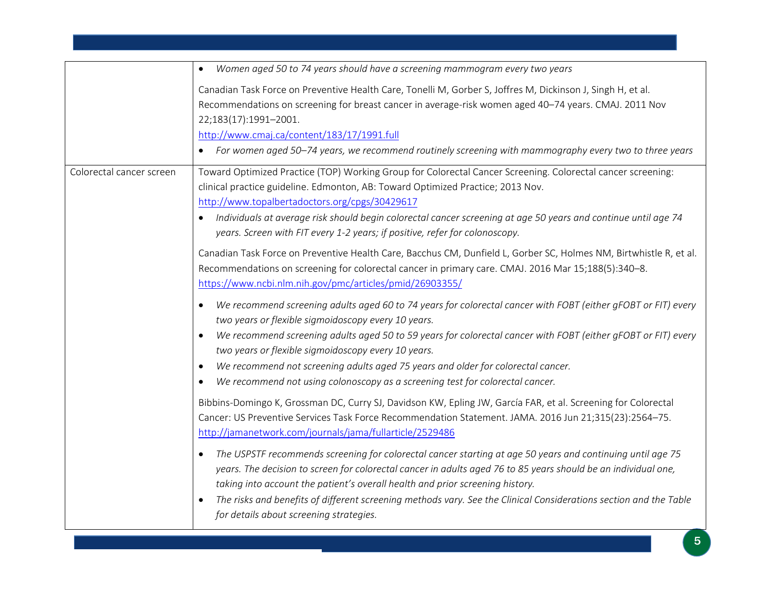| | |
|---|---|
| | • *Women aged 50 to 74 years should have a screening mammogram every two years*<br><br>Canadian Task Force on Preventive Health Care, Tonelli M, Gorber S, Joffres M, Dickinson J, Singh H, et al. Recommendations on screening for breast cancer in average-risk women aged 40–74 years. CMAJ. 2011 Nov 22;183(17):1991–2001.<br>[http://www.cmaj.ca/content/183/17/1991.full](http://www.cmaj.ca/content/183/17/1991.full)<br>• *For women aged 50–74 years, we recommend routinely screening with mammography every two to three years* |
| Colorectal cancer screen | Toward Optimized Practice (TOP) Working Group for Colorectal Cancer Screening. Colorectal cancer screening: clinical practice guideline. Edmonton, AB: Toward Optimized Practice; 2013 Nov.<br>[http://www.topalbertadoctors.org/cpgs/30429617](http://www.topalbertadoctors.org/cpgs/30429617)<br>• *Individuals at average risk should begin colorectal cancer screening at age 50 years and continue until age 74 years. Screen with FIT every 1-2 years; if positive, refer for colonoscopy.*<br><br>Canadian Task Force on Preventive Health Care, Bacchus CM, Dunfield L, Gorber SC, Holmes NM, Birtwhistle R, et al. Recommendations on screening for colorectal cancer in primary care. CMAJ. 2016 Mar 15;188(5):340–8.<br>[https://www.ncbi.nlm.nih.gov/pmc/articles/pmid/26903355/](https://www.ncbi.nlm.nih.gov/pmc/articles/pmid/26903355/)<br><br>• *We recommend screening adults aged 60 to 74 years for colorectal cancer with FOBT (either gFOBT or FIT) every two years or flexible sigmoidoscopy every 10 years.*<br>• *We recommend screening adults aged 50 to 59 years for colorectal cancer with FOBT (either gFOBT or FIT) every two years or flexible sigmoidoscopy every 10 years.*<br>• *We recommend not screening adults aged 75 years and older for colorectal cancer.*<br>• *We recommend not using colonoscopy as a screening test for colorectal cancer.*<br><br>Bibbins-Domingo K, Grossman DC, Curry SJ, Davidson KW, Epling JW, García FAR, et al. Screening for Colorectal Cancer: US Preventive Services Task Force Recommendation Statement. JAMA. 2016 Jun 21;315(23):2564–75.<br>[http://jamanetwork.com/journals/jama/fullarticle/2529486](http://jamanetwork.com/journals/jama/fullarticle/2529486)<br><br>• *The USPSTF recommends screening for colorectal cancer starting at age 50 years and continuing until age 75 years. The decision to screen for colorectal cancer in adults aged 76 to 85 years should be an individual one, taking into account the patient's overall health and prior screening history.*<br>• *The risks and benefits of different screening methods vary. See the Clinical Considerations section and the Table for details about screening strategies.* |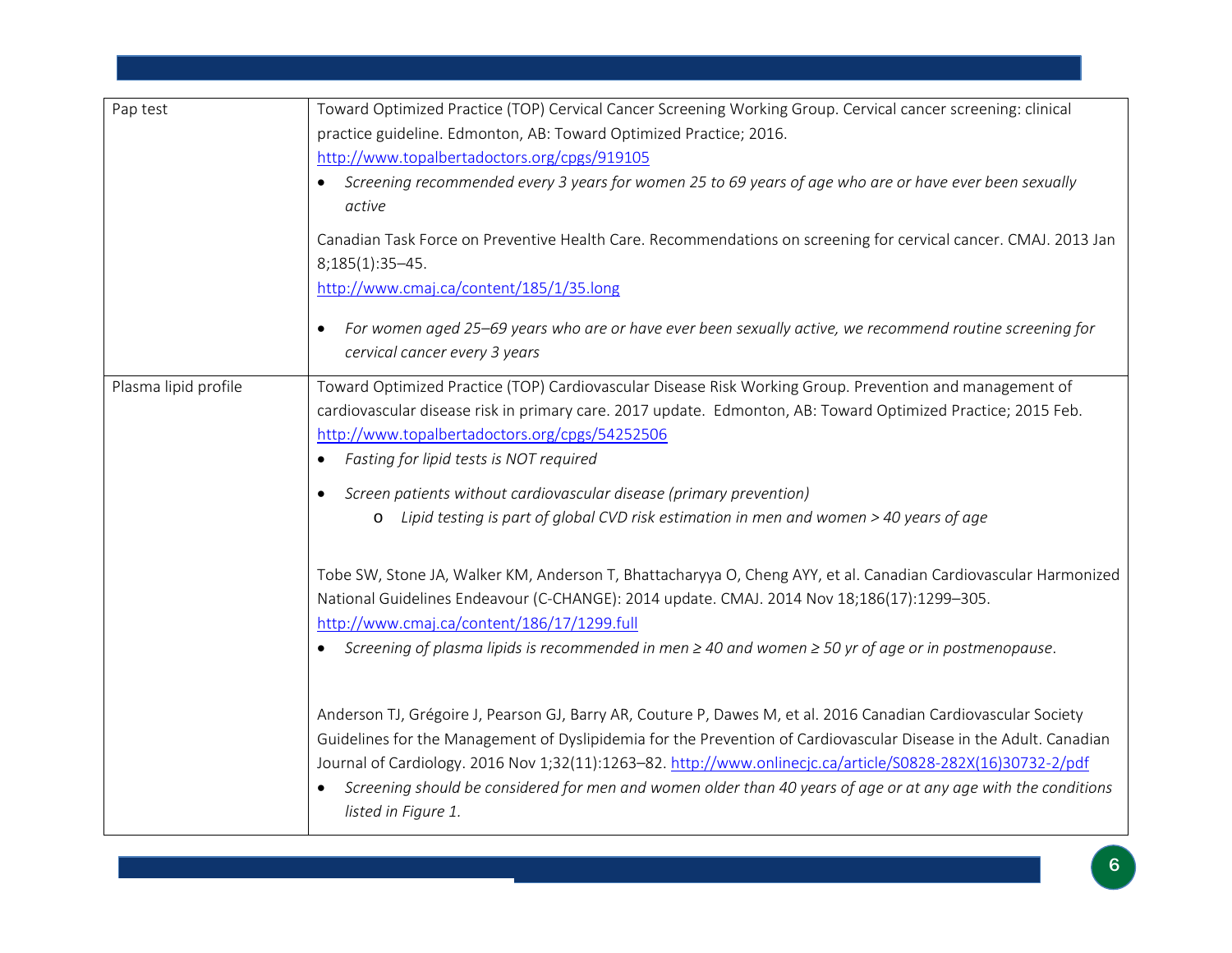| | |
|---|---|
| Pap test | Toward Optimized Practice (TOP) Cervical Cancer Screening Working Group. Cervical cancer screening: clinical practice guideline. Edmonton, AB: Toward Optimized Practice; 2016. [http://www.topalbertadoctors.org/cpgs/919105](http://www.topalbertadoctors.org/cpgs/919105)<br>• *Screening recommended every 3 years for women 25 to 69 years of age who are or have ever been sexually active*<br><br>Canadian Task Force on Preventive Health Care. Recommendations on screening for cervical cancer. CMAJ. 2013 Jan 8;185(1):35–45. [http://www.cmaj.ca/content/185/1/35.long](http://www.cmaj.ca/content/185/1/35.long)<br>• *For women aged 25–69 years who are or have ever been sexually active, we recommend routine screening for cervical cancer every 3 years* |
| Plasma lipid profile | Toward Optimized Practice (TOP) Cardiovascular Disease Risk Working Group. Prevention and management of cardiovascular disease risk in primary care. 2017 update. Edmonton, AB: Toward Optimized Practice; 2015 Feb. [http://www.topalbertadoctors.org/cpgs/54252506](http://www.topalbertadoctors.org/cpgs/54252506)<br>• *Fasting for lipid tests is NOT required*<br>• *Screen patients without cardiovascular disease (primary prevention)*<br>&nbsp;&nbsp;&nbsp;&nbsp;o *Lipid testing is part of global CVD risk estimation in men and women > 40 years of age*<br><br>Tobe SW, Stone JA, Walker KM, Anderson T, Bhattacharyya O, Cheng AYY, et al. Canadian Cardiovascular Harmonized National Guidelines Endeavour (C-CHANGE): 2014 update. CMAJ. 2014 Nov 18;186(17):1299–305. [http://www.cmaj.ca/content/186/17/1299.full](http://www.cmaj.ca/content/186/17/1299.full)<br>• *Screening of plasma lipids is recommended in men ≥ 40 and women ≥ 50 yr of age or in postmenopause*.<br><br>Anderson TJ, Grégoire J, Pearson GJ, Barry AR, Couture P, Dawes M, et al. 2016 Canadian Cardiovascular Society Guidelines for the Management of Dyslipidemia for the Prevention of Cardiovascular Disease in the Adult. Canadian Journal of Cardiology. 2016 Nov 1;32(11):1263–82. [http://www.onlinecjc.ca/article/S0828-282X(16)30732-2/pdf](http://www.onlinecjc.ca/article/S0828-282X(16)30732-2/pdf)<br>• *Screening should be considered for men and women older than 40 years of age or at any age with the conditions listed in Figure 1.* |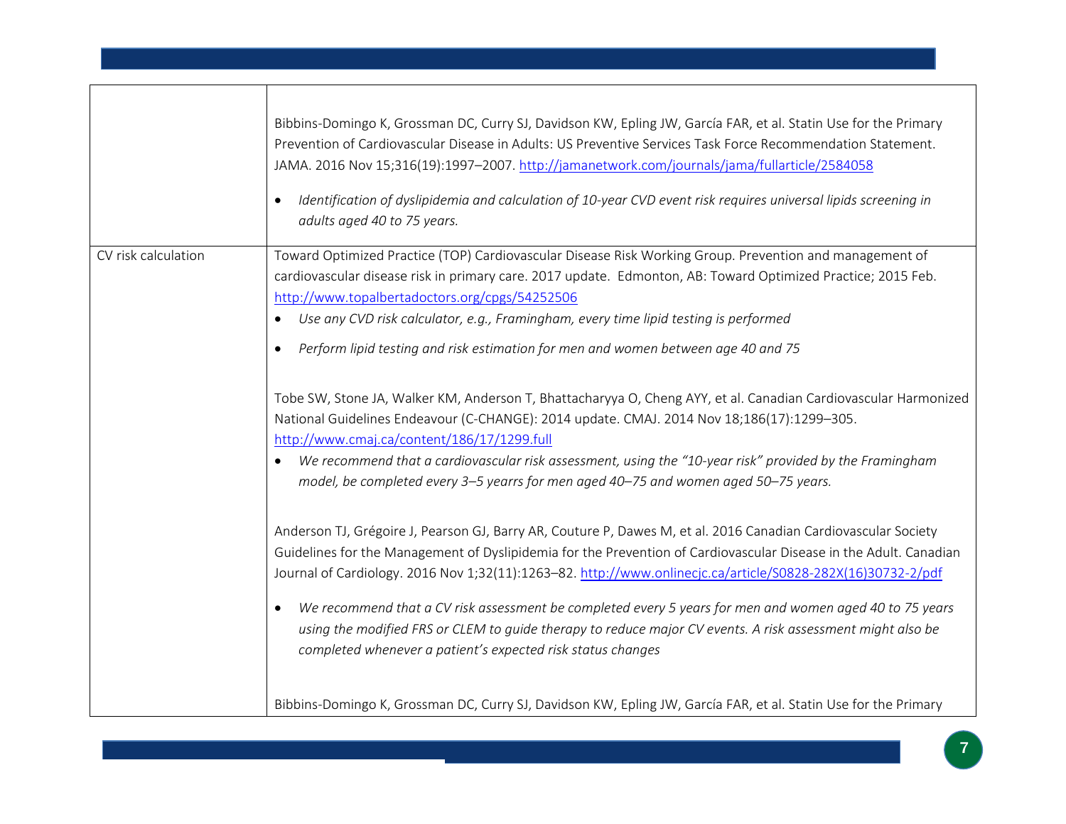| | |
|---|---|
| | Bibbins-Domingo K, Grossman DC, Curry SJ, Davidson KW, Epling JW, García FAR, et al. Statin Use for the Primary Prevention of Cardiovascular Disease in Adults: US Preventive Services Task Force Recommendation Statement. JAMA. 2016 Nov 15;316(19):1997–2007. http://jamanetwork.com/journals/jama/fullarticle/2584058<br><br>• *Identification of dyslipidemia and calculation of 10-year CVD event risk requires universal lipids screening in adults aged 40 to 75 years.* |
| CV risk calculation | Toward Optimized Practice (TOP) Cardiovascular Disease Risk Working Group. Prevention and management of cardiovascular disease risk in primary care. 2017 update. Edmonton, AB: Toward Optimized Practice; 2015 Feb. http://www.topalbertadoctors.org/cpgs/54252506<br>• *Use any CVD risk calculator, e.g., Framingham, every time lipid testing is performed*<br>• *Perform lipid testing and risk estimation for men and women between age 40 and 75*<br><br>Tobe SW, Stone JA, Walker KM, Anderson T, Bhattacharyya O, Cheng AYY, et al. Canadian Cardiovascular Harmonized National Guidelines Endeavour (C-CHANGE): 2014 update. CMAJ. 2014 Nov 18;186(17):1299–305. http://www.cmaj.ca/content/186/17/1299.full<br>• *We recommend that a cardiovascular risk assessment, using the "10-year risk" provided by the Framingham model, be completed every 3–5 yearrs for men aged 40–75 and women aged 50–75 years.*<br><br>Anderson TJ, Grégoire J, Pearson GJ, Barry AR, Couture P, Dawes M, et al. 2016 Canadian Cardiovascular Society Guidelines for the Management of Dyslipidemia for the Prevention of Cardiovascular Disease in the Adult. Canadian Journal of Cardiology. 2016 Nov 1;32(11):1263–82. http://www.onlinecjc.ca/article/S0828-282X(16)30732-2/pdf<br><br>• *We recommend that a CV risk assessment be completed every 5 years for men and women aged 40 to 75 years using the modified FRS or CLEM to guide therapy to reduce major CV events. A risk assessment might also be completed whenever a patient's expected risk status changes*<br><br>Bibbins-Domingo K, Grossman DC, Curry SJ, Davidson KW, Epling JW, García FAR, et al. Statin Use for the Primary |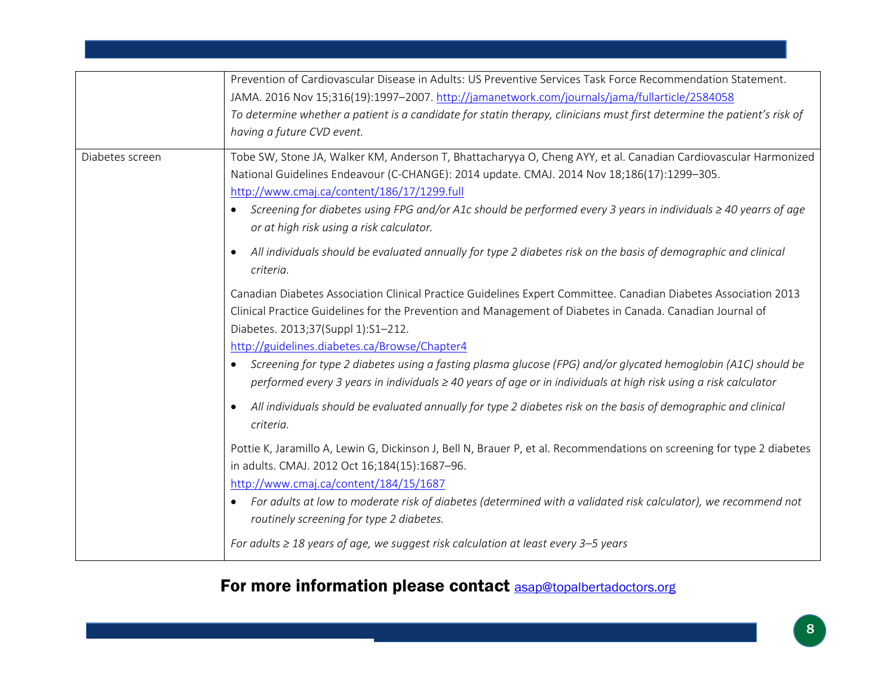| | |
|---|---|
| | Prevention of Cardiovascular Disease in Adults: US Preventive Services Task Force Recommendation Statement. JAMA. 2016 Nov 15;316(19):1997–2007. http://jamanetwork.com/journals/jama/fullarticle/2584058<br>*To determine whether a patient is a candidate for statin therapy, clinicians must first determine the patient's risk of having a future CVD event.* |
| Diabetes screen | Tobe SW, Stone JA, Walker KM, Anderson T, Bhattacharyya O, Cheng AYY, et al. Canadian Cardiovascular Harmonized National Guidelines Endeavour (C-CHANGE): 2014 update. CMAJ. 2014 Nov 18;186(17):1299–305. http://www.cmaj.ca/content/186/17/1299.full<br>• *Screening for diabetes using FPG and/or A1c should be performed every 3 years in individuals ≥ 40 yearrs of age or at high risk using a risk calculator.*<br>• *All individuals should be evaluated annually for type 2 diabetes risk on the basis of demographic and clinical criteria.*<br><br>Canadian Diabetes Association Clinical Practice Guidelines Expert Committee. Canadian Diabetes Association 2013 Clinical Practice Guidelines for the Prevention and Management of Diabetes in Canada. Canadian Journal of Diabetes. 2013;37(Suppl 1):S1–212. http://guidelines.diabetes.ca/Browse/Chapter4<br>• *Screening for type 2 diabetes using a fasting plasma glucose (FPG) and/or glycated hemoglobin (A1C) should be performed every 3 years in individuals ≥ 40 years of age or in individuals at high risk using a risk calculator*<br>• *All individuals should be evaluated annually for type 2 diabetes risk on the basis of demographic and clinical criteria.*<br><br>Pottie K, Jaramillo A, Lewin G, Dickinson J, Bell N, Brauer P, et al. Recommendations on screening for type 2 diabetes in adults. CMAJ. 2012 Oct 16;184(15):1687–96. http://www.cmaj.ca/content/184/15/1687<br>• *For adults at low to moderate risk of diabetes (determined with a validated risk calculator), we recommend not routinely screening for type 2 diabetes.*<br><br>*For adults ≥ 18 years of age, we suggest risk calculation at least every 3–5 years* |

**For more information please contact** asap@topalbertadoctors.org